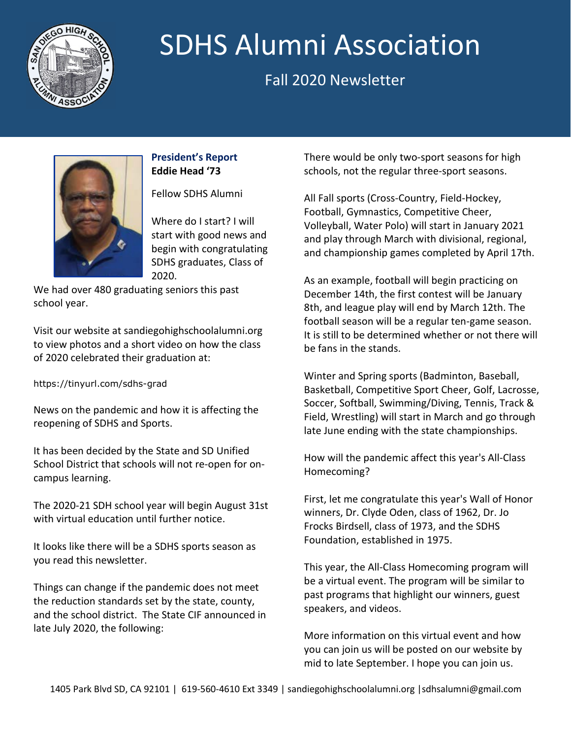# SDHS Alumni Association

## Fall 2020 Newsletter

### President's Report

**Eddie Head '73**

Fellow SDHS Alumni

Where do I start? I will start with good news and begin with congratulating SDHS graduates, Class of 2020.

We had over 480 graduating seniors this past school year.

Visit our website at sandiegohighschoolalumni.org to view photos and a short video on how the class of 2020 celebrated their graduation at:

https://tinyurl.com/sdhs-grad

News on the pandemic and how it is affecting the reopening of SDHS and Sports.

It has been decided by the State and SD Unified School District that schools will not re-open for on-campus learning.

The 2020-21 SDH school year will begin August 31st with virtual education until further notice.

It looks like there will be a SDHS sports season as you read this newsletter.

Things can change if the pandemic does not meet the reduction standards set by the state, county, and the school district. The State CIF announced in late July 2020, the following:

There would be only two-sport seasons for high schools, not the regular three-sport seasons.

All Fall sports (Cross-Country, Field-Hockey, Football, Gymnastics, Competitive Cheer, Volleyball, Water Polo) will start in January 2021 and play through March with divisional, regional, and championship games completed by April 17th.

As an example, football will begin practicing on December 14th, the first contest will be January 8th, and league play will end by March 12th. The football season will be a regular ten-game season. It is still to be determined whether or not there will be fans in the stands.

Winter and Spring sports (Badminton, Baseball, Basketball, Competitive Sport Cheer, Golf, Lacrosse, Soccer, Softball, Swimming/Diving, Tennis, Track & Field, Wrestling) will start in March and go through late June ending with the state championships.

How will the pandemic affect this year's All-Class Homecoming?

First, let me congratulate this year's Wall of Honor winners, Dr. Clyde Oden, class of 1962, Dr. Jo Frocks Birdsell, class of 1973, and the SDHS Foundation, established in 1975.

This year, the All-Class Homecoming program will be a virtual event. The program will be similar to past programs that highlight our winners, guest speakers, and videos.

More information on this virtual event and how you can join us will be posted on our website by mid to late September. I hope you can join us.

1405 Park Blvd SD, CA 92101 | 619-560-4610 Ext 3349 | sandiegohighschoolalumni.org | sdhsalumni@gmail.com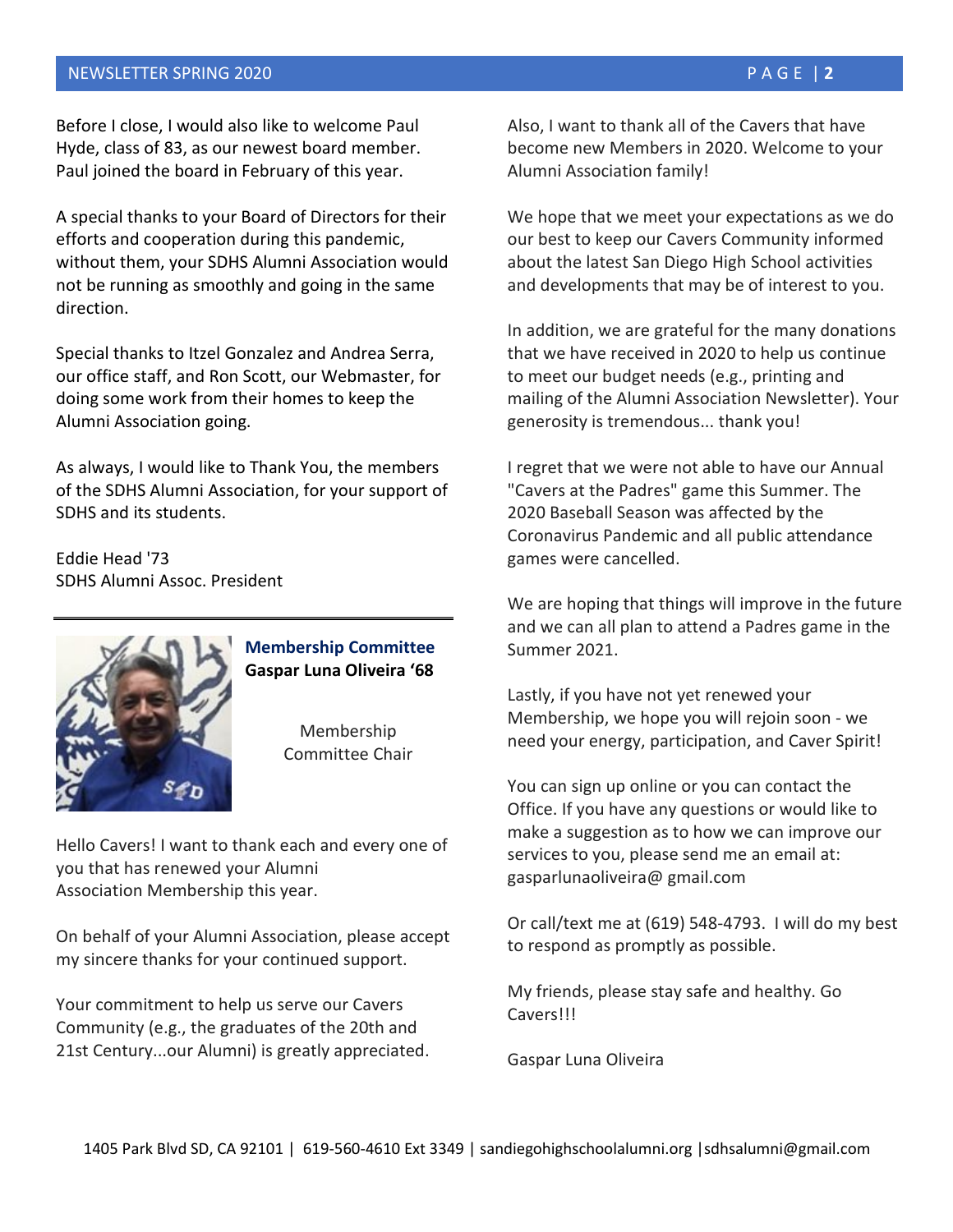Before I close, I would also like to welcome Paul Hyde, class of 83, as our newest board member. Paul joined the board in February of this year.

A special thanks to your Board of Directors for their efforts and cooperation during this pandemic, without them, your SDHS Alumni Association would not be running as smoothly and going in the same direction.

Special thanks to Itzel Gonzalez and Andrea Serra, our office staff, and Ron Scott, our Webmaster, for doing some work from their homes to keep the Alumni Association going.

As always, I would like to Thank You, the members of the SDHS Alumni Association, for your support of SDHS and its students.

Eddie Head '73
SDHS Alumni Assoc. President

---

## Membership Committee

**Gaspar Luna Oliveira '68**

Membership Committee Chair

Hello Cavers! I want to thank each and every one of you that has renewed your Alumni Association Membership this year.

On behalf of your Alumni Association, please accept my sincere thanks for your continued support.

Your commitment to help us serve our Cavers Community (e.g., the graduates of the 20th and 21st Century...our Alumni) is greatly appreciated.

Also, I want to thank all of the Cavers that have become new Members in 2020. Welcome to your Alumni Association family!

We hope that we meet your expectations as we do our best to keep our Cavers Community informed about the latest San Diego High School activities and developments that may be of interest to you.

In addition, we are grateful for the many donations that we have received in 2020 to help us continue to meet our budget needs (e.g., printing and mailing of the Alumni Association Newsletter). Your generosity is tremendous... thank you!

I regret that we were not able to have our Annual "Cavers at the Padres" game this Summer. The 2020 Baseball Season was affected by the Coronavirus Pandemic and all public attendance games were cancelled.

We are hoping that things will improve in the future and we can all plan to attend a Padres game in the Summer 2021.

Lastly, if you have not yet renewed your Membership, we hope you will rejoin soon - we need your energy, participation, and Caver Spirit!

You can sign up online or you can contact the Office. If you have any questions or would like to make a suggestion as to how we can improve our services to you, please send me an email at: gasparlunaoliveira@ gmail.com

Or call/text me at (619) 548-4793. I will do my best to respond as promptly as possible.

My friends, please stay safe and healthy. Go Cavers!!!

Gaspar Luna Oliveira

1405 Park Blvd SD, CA 92101 | 619-560-4610 Ext 3349 | sandiegohighschoolalumni.org | sdhsalumni@gmail.com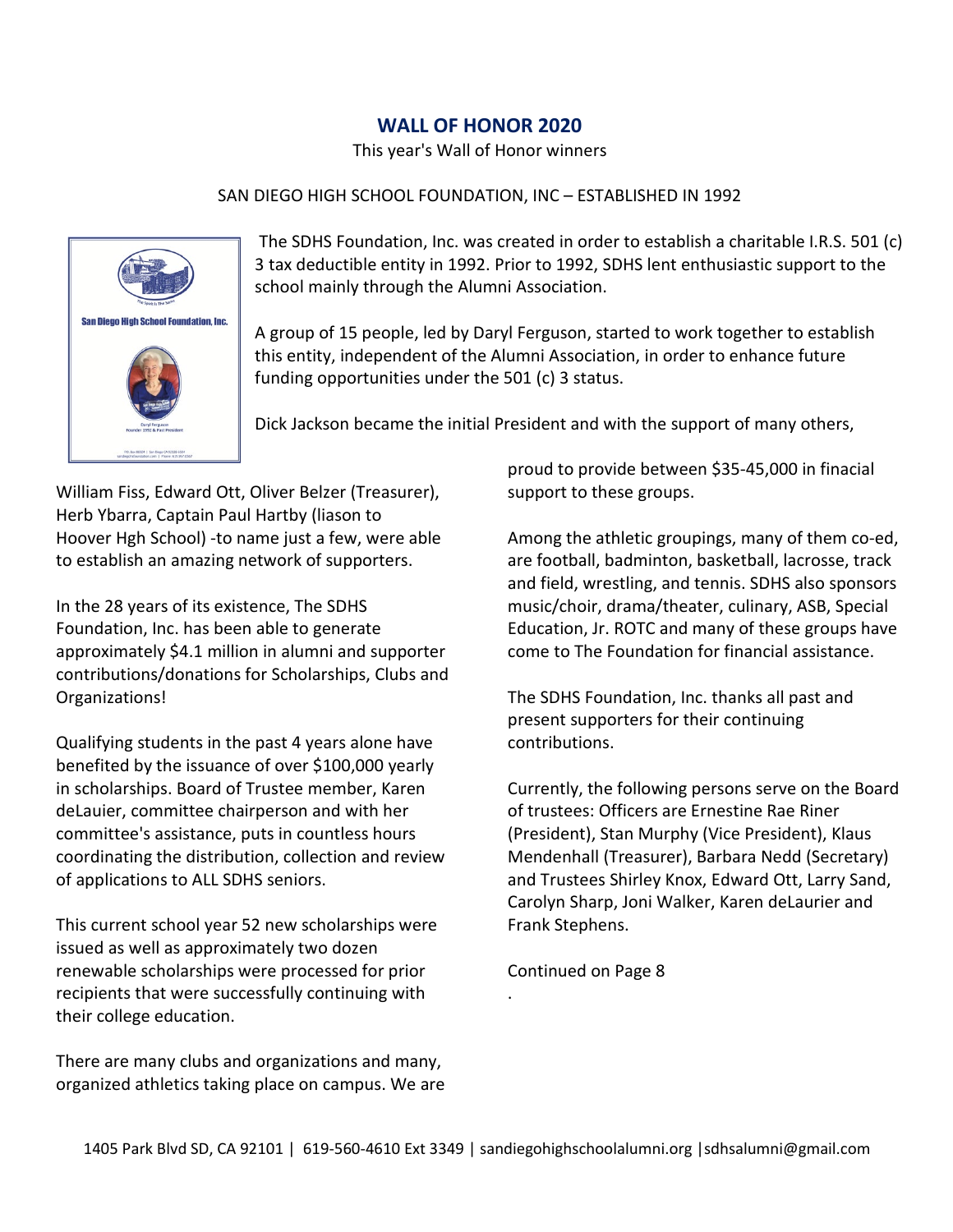## WALL OF HONOR 2020

This year's Wall of Honor winners

SAN DIEGO HIGH SCHOOL FOUNDATION, INC – ESTABLISHED IN 1992

The SDHS Foundation, Inc. was created in order to establish a charitable I.R.S. 501 (c) 3 tax deductible entity in 1992. Prior to 1992, SDHS lent enthusiastic support to the school mainly through the Alumni Association.

A group of 15 people, led by Daryl Ferguson, started to work together to establish this entity, independent of the Alumni Association, in order to enhance future funding opportunities under the 501 (c) 3 status.

Dick Jackson became the initial President and with the support of many others, William Fiss, Edward Ott, Oliver Belzer (Treasurer), Herb Ybarra, Captain Paul Hartby (liason to Hoover Hgh School) -to name just a few, were able to establish an amazing network of supporters.

In the 28 years of its existence, The SDHS Foundation, Inc. has been able to generate approximately $4.1 million in alumni and supporter contributions/donations for Scholarships, Clubs and Organizations!

Qualifying students in the past 4 years alone have benefited by the issuance of over $100,000 yearly in scholarships. Board of Trustee member, Karen deLauier, committee chairperson and with her committee's assistance, puts in countless hours coordinating the distribution, collection and review of applications to ALL SDHS seniors.

This current school year 52 new scholarships were issued as well as approximately two dozen renewable scholarships were processed for prior recipients that were successfully continuing with their college education.

There are many clubs and organizations and many, organized athletics taking place on campus. We are proud to provide between $35-45,000 in finacial support to these groups.

Among the athletic groupings, many of them co-ed, are football, badminton, basketball, lacrosse, track and field, wrestling, and tennis. SDHS also sponsors music/choir, drama/theater, culinary, ASB, Special Education, Jr. ROTC and many of these groups have come to The Foundation for financial assistance.

The SDHS Foundation, Inc. thanks all past and present supporters for their continuing contributions.

Currently, the following persons serve on the Board of trustees: Officers are Ernestine Rae Riner (President), Stan Murphy (Vice President), Klaus Mendenhall (Treasurer), Barbara Nedd (Secretary) and Trustees Shirley Knox, Edward Ott, Larry Sand, Carolyn Sharp, Joni Walker, Karen deLaurier and Frank Stephens.

Continued on Page 8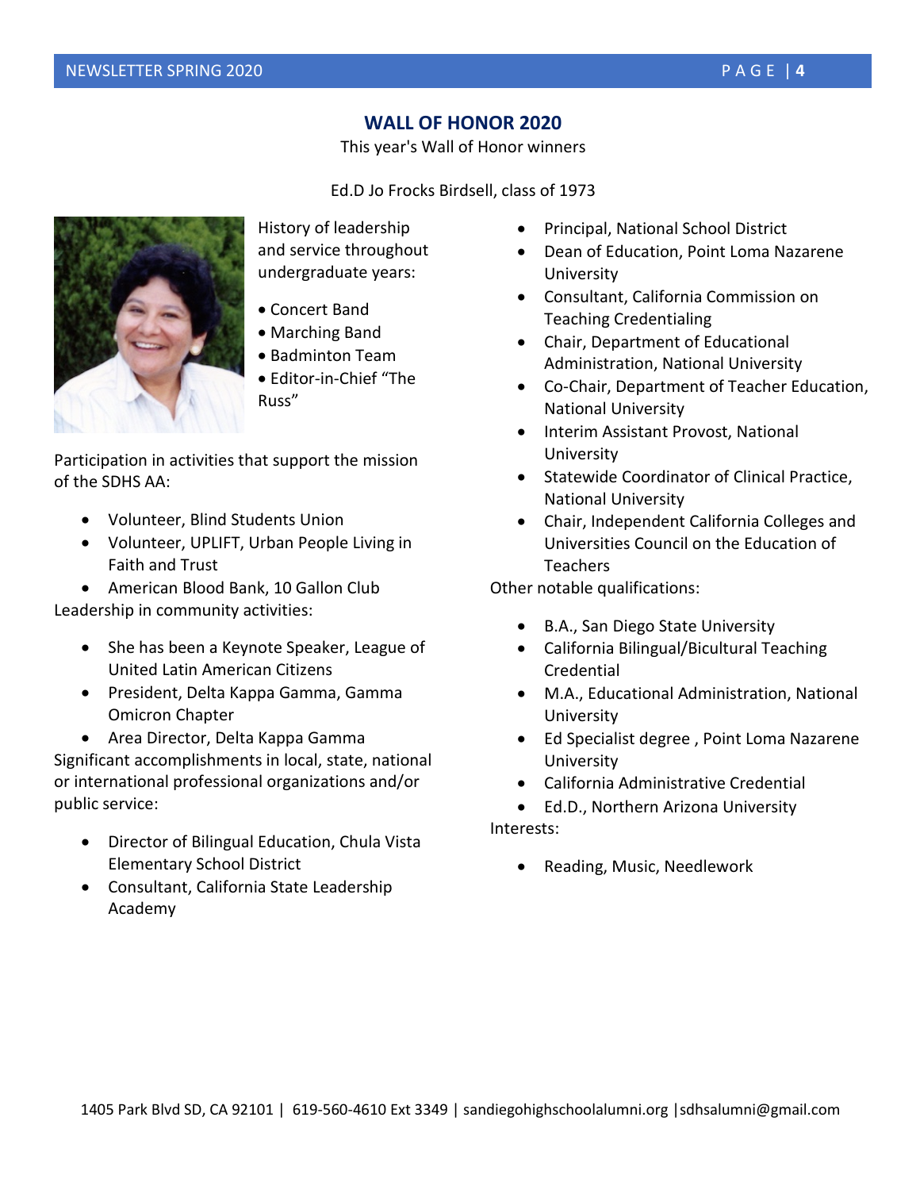## WALL OF HONOR 2020

This year's Wall of Honor winners

Ed.D Jo Frocks Birdsell, class of 1973

History of leadership and service throughout undergraduate years:

- Concert Band
- Marching Band
- Badminton Team
- Editor-in-Chief "The Russ"

Participation in activities that support the mission of the SDHS AA:

- Volunteer, Blind Students Union
- Volunteer, UPLIFT, Urban People Living in Faith and Trust
- American Blood Bank, 10 Gallon Club

Leadership in community activities:

- She has been a Keynote Speaker, League of United Latin American Citizens
- President, Delta Kappa Gamma, Gamma Omicron Chapter
- Area Director, Delta Kappa Gamma

Significant accomplishments in local, state, national or international professional organizations and/or public service:

- Director of Bilingual Education, Chula Vista Elementary School District
- Consultant, California State Leadership Academy
- Principal, National School District
- Dean of Education, Point Loma Nazarene University
- Consultant, California Commission on Teaching Credentialing
- Chair, Department of Educational Administration, National University
- Co-Chair, Department of Teacher Education, National University
- Interim Assistant Provost, National University
- Statewide Coordinator of Clinical Practice, National University
- Chair, Independent California Colleges and Universities Council on the Education of Teachers

Other notable qualifications:

- B.A., San Diego State University
- California Bilingual/Bicultural Teaching Credential
- M.A., Educational Administration, National University
- Ed Specialist degree , Point Loma Nazarene University
- California Administrative Credential
- Ed.D., Northern Arizona University

Interests:

- Reading, Music, Needlework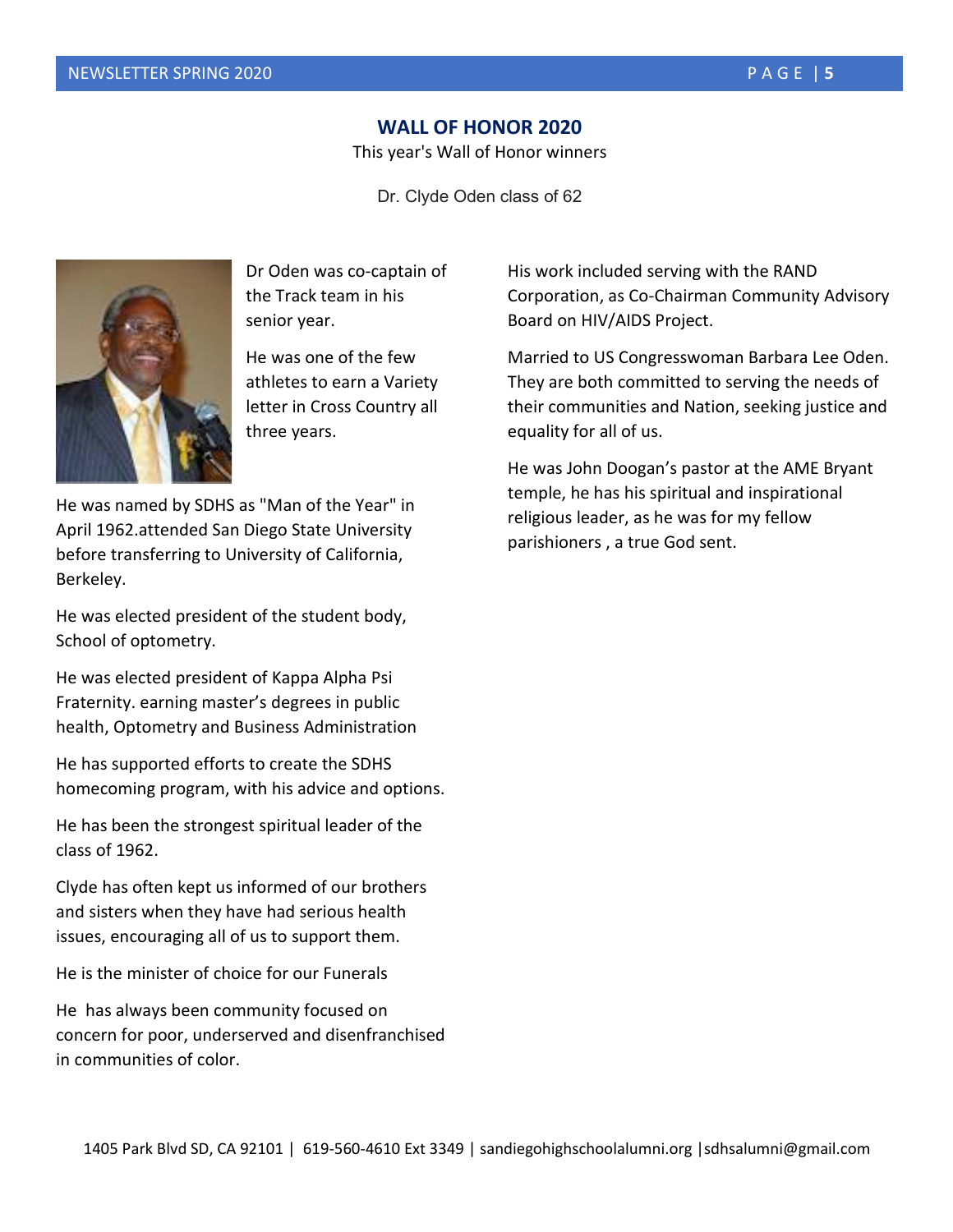## WALL OF HONOR 2020

This year's Wall of Honor winners

Dr. Clyde Oden class of 62

Dr Oden was co-captain of the Track team in his senior year.

He was one of the few athletes to earn a Variety letter in Cross Country all three years.

He was named by SDHS as "Man of the Year" in April 1962.attended San Diego State University before transferring to University of California, Berkeley.

He was elected president of the student body, School of optometry.

He was elected president of Kappa Alpha Psi Fraternity. earning master's degrees in public health, Optometry and Business Administration

He has supported efforts to create the SDHS homecoming program, with his advice and options.

He has been the strongest spiritual leader of the class of 1962.

Clyde has often kept us informed of our brothers and sisters when they have had serious health issues, encouraging all of us to support them.

He is the minister of choice for our Funerals

He has always been community focused on concern for poor, underserved and disenfranchised in communities of color.

His work included serving with the RAND Corporation, as Co-Chairman Community Advisory Board on HIV/AIDS Project.

Married to US Congresswoman Barbara Lee Oden. They are both committed to serving the needs of their communities and Nation, seeking justice and equality for all of us.

He was John Doogan's pastor at the AME Bryant temple, he has his spiritual and inspirational religious leader, as he was for my fellow parishioners , a true God sent.

1405 Park Blvd SD, CA 92101 | 619-560-4610 Ext 3349 | sandiegohighschoolalumni.org |sdhsalumni@gmail.com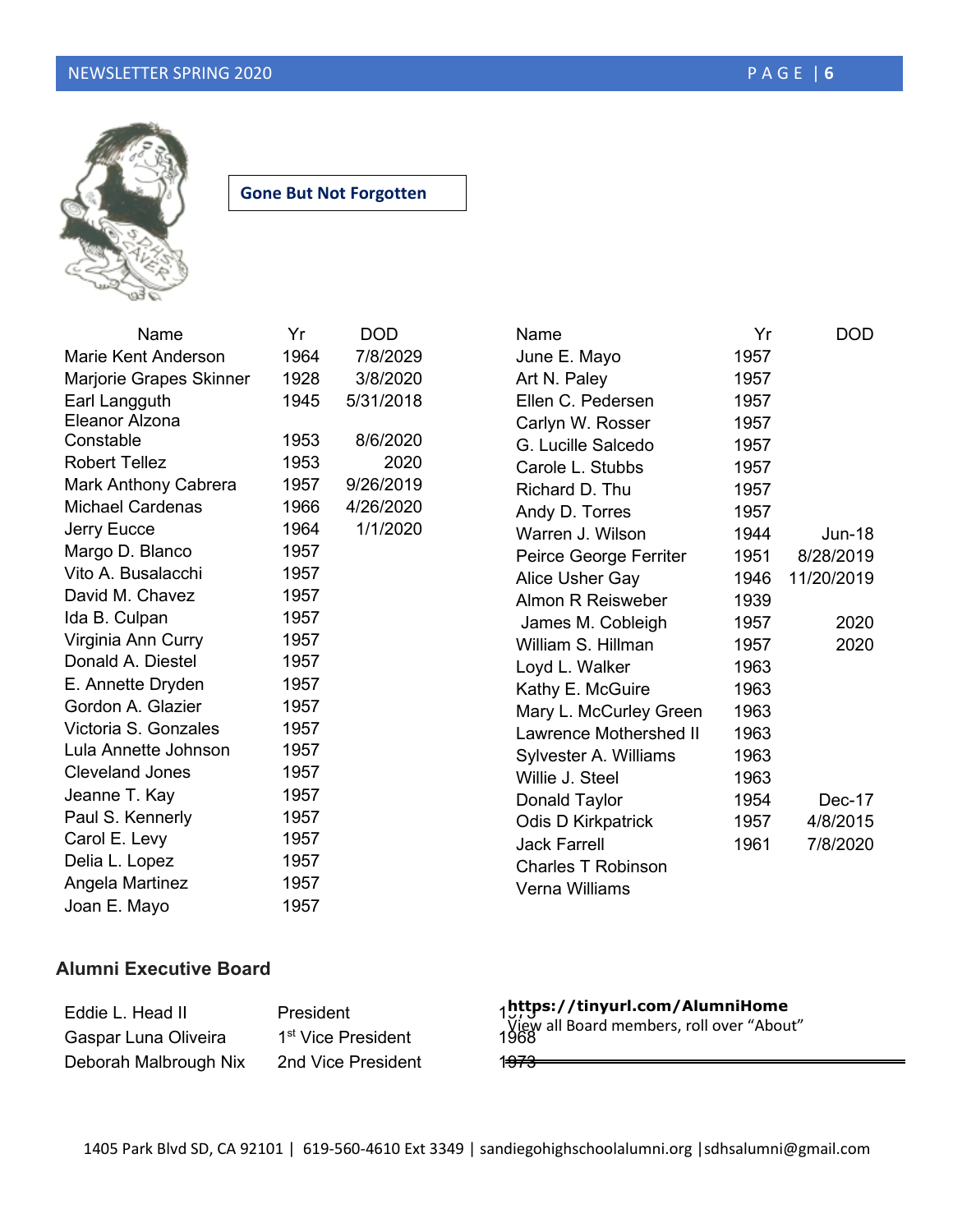## Gone But Not Forgotten

| Name | Yr | DOD |
|---|---|---|
| Marie Kent Anderson | 1964 | 7/8/2029 |
| Marjorie Grapes Skinner | 1928 | 3/8/2020 |
| Earl Langguth | 1945 | 5/31/2018 |
| Eleanor Alzona Constable | 1953 | 8/6/2020 |
| Robert Tellez | 1953 | 2020 |
| Mark Anthony Cabrera | 1957 | 9/26/2019 |
| Michael Cardenas | 1966 | 4/26/2020 |
| Jerry Eucce | 1964 | 1/1/2020 |
| Margo D. Blanco | 1957 | |
| Vito A. Busalacchi | 1957 | |
| David M. Chavez | 1957 | |
| Ida B. Culpan | 1957 | |
| Virginia Ann Curry | 1957 | |
| Donald A. Diestel | 1957 | |
| E. Annette Dryden | 1957 | |
| Gordon A. Glazier | 1957 | |
| Victoria S. Gonzales | 1957 | |
| Lula Annette Johnson | 1957 | |
| Cleveland Jones | 1957 | |
| Jeanne T. Kay | 1957 | |
| Paul S. Kennerly | 1957 | |
| Carol E. Levy | 1957 | |
| Delia L. Lopez | 1957 | |
| Angela Martinez | 1957 | |
| Joan E. Mayo | 1957 | |
| June E. Mayo | 1957 | |
| Art N. Paley | 1957 | |
| Ellen C. Pedersen | 1957 | |
| Carlyn W. Rosser | 1957 | |
| G. Lucille Salcedo | 1957 | |
| Carole L. Stubbs | 1957 | |
| Richard D. Thu | 1957 | |
| Andy D. Torres | 1957 | |
| Warren J. Wilson | 1944 | Jun-18 |
| Peirce George Ferriter | 1951 | 8/28/2019 |
| Alice Usher Gay | 1946 | 11/20/2019 |
| Almon R Reisweber | 1939 | |
| James M. Cobleigh | 1957 | 2020 |
| William S. Hillman | 1957 | 2020 |
| Loyd L. Walker | 1963 | |
| Kathy E. McGuire | 1963 | |
| Mary L. McCurley Green | 1963 | |
| Lawrence Mothershed II | 1963 | |
| Sylvester A. Williams | 1963 | |
| Willie J. Steel | 1963 | |
| Donald Taylor | 1954 | Dec-17 |
| Odis D Kirkpatrick | 1957 | 4/8/2015 |
| Jack Farrell | 1961 | 7/8/2020 |
| Charles T Robinson | | |
| Verna Williams | | |

### Alumni Executive Board

| | | |
|---|---|---|
| Eddie L. Head II | President | 1973 |
| Gaspar Luna Oliveira | 1st Vice President | 1968 |
| Deborah Malbrough Nix | 2nd Vice President | 1973 |

**https://tinyurl.com/AlumniHome**
View all Board members, roll over "About"

1405 Park Blvd SD, CA 92101 | 619-560-4610 Ext 3349 | sandiegohighschoolalumni.org | sdhsalumni@gmail.com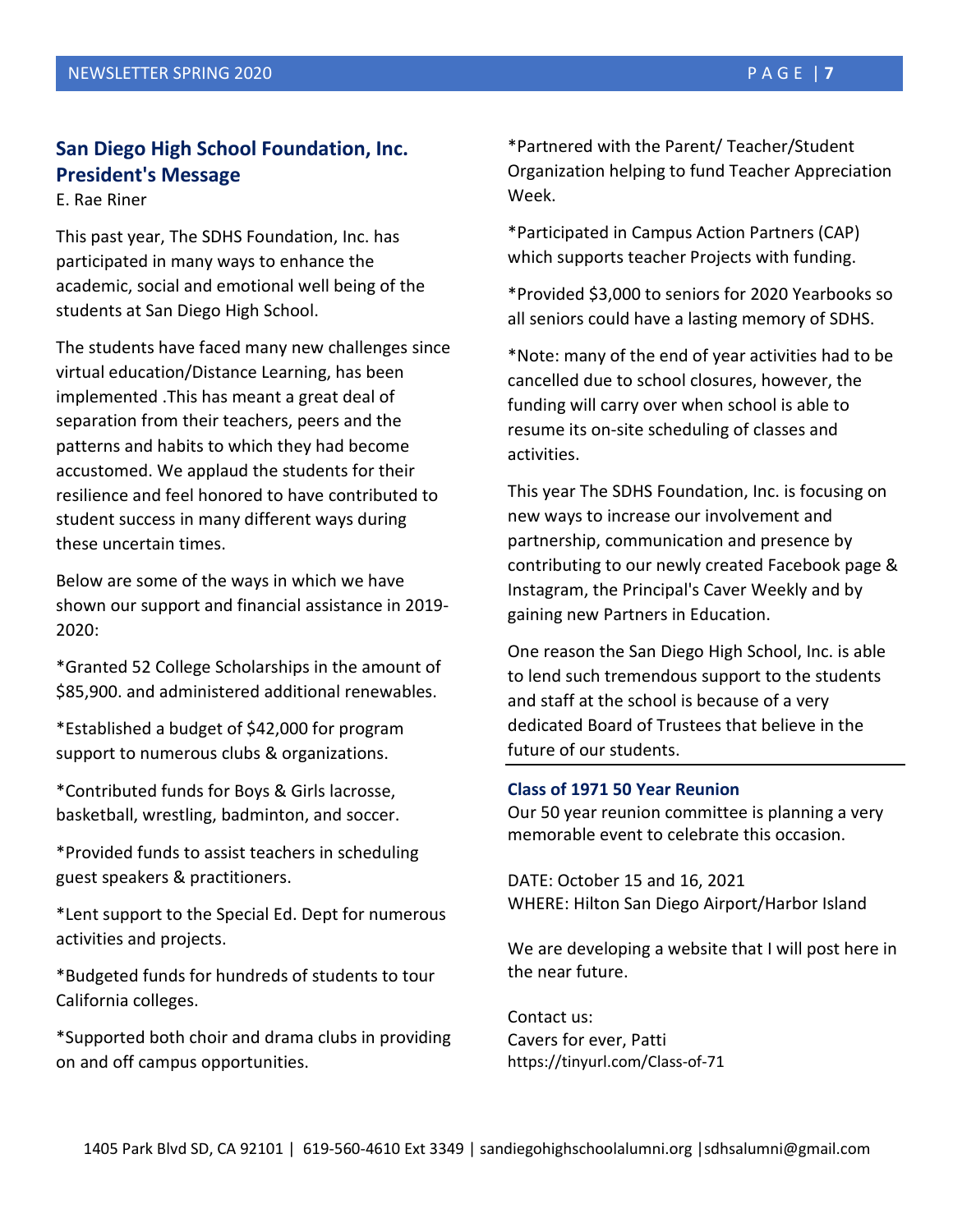## San Diego High School Foundation, Inc. President's Message

E. Rae Riner

This past year, The SDHS Foundation, Inc. has participated in many ways to enhance the academic, social and emotional well being of the students at San Diego High School.

The students have faced many new challenges since virtual education/Distance Learning, has been implemented .This has meant a great deal of separation from their teachers, peers and the patterns and habits to which they had become accustomed. We applaud the students for their resilience and feel honored to have contributed to student success in many different ways during these uncertain times.

Below are some of the ways in which we have shown our support and financial assistance in 2019-2020:

*Granted 52 College Scholarships in the amount of $85,900. and administered additional renewables.

*Established a budget of $42,000 for program support to numerous clubs & organizations.

*Contributed funds for Boys & Girls lacrosse, basketball, wrestling, badminton, and soccer.

*Provided funds to assist teachers in scheduling guest speakers & practitioners.

*Lent support to the Special Ed. Dept for numerous activities and projects.

*Budgeted funds for hundreds of students to tour California colleges.

*Supported both choir and drama clubs in providing on and off campus opportunities.

*Partnered with the Parent/ Teacher/Student Organization helping to fund Teacher Appreciation Week.

*Participated in Campus Action Partners (CAP) which supports teacher Projects with funding.

*Provided $3,000 to seniors for 2020 Yearbooks so all seniors could have a lasting memory of SDHS.

*Note: many of the end of year activities had to be cancelled due to school closures, however, the funding will carry over when school is able to resume its on-site scheduling of classes and activities.

This year The SDHS Foundation, Inc. is focusing on new ways to increase our involvement and partnership, communication and presence by contributing to our newly created Facebook page & Instagram, the Principal's Caver Weekly and by gaining new Partners in Education.

One reason the San Diego High School, Inc. is able to lend such tremendous support to the students and staff at the school is because of a very dedicated Board of Trustees that believe in the future of our students.

---

### Class of 1971 50 Year Reunion

Our 50 year reunion committee is planning a very memorable event to celebrate this occasion.

DATE: October 15 and 16, 2021
WHERE: Hilton San Diego Airport/Harbor Island

We are developing a website that I will post here in the near future.

Contact us:
Cavers for ever, Patti
https://tinyurl.com/Class-of-71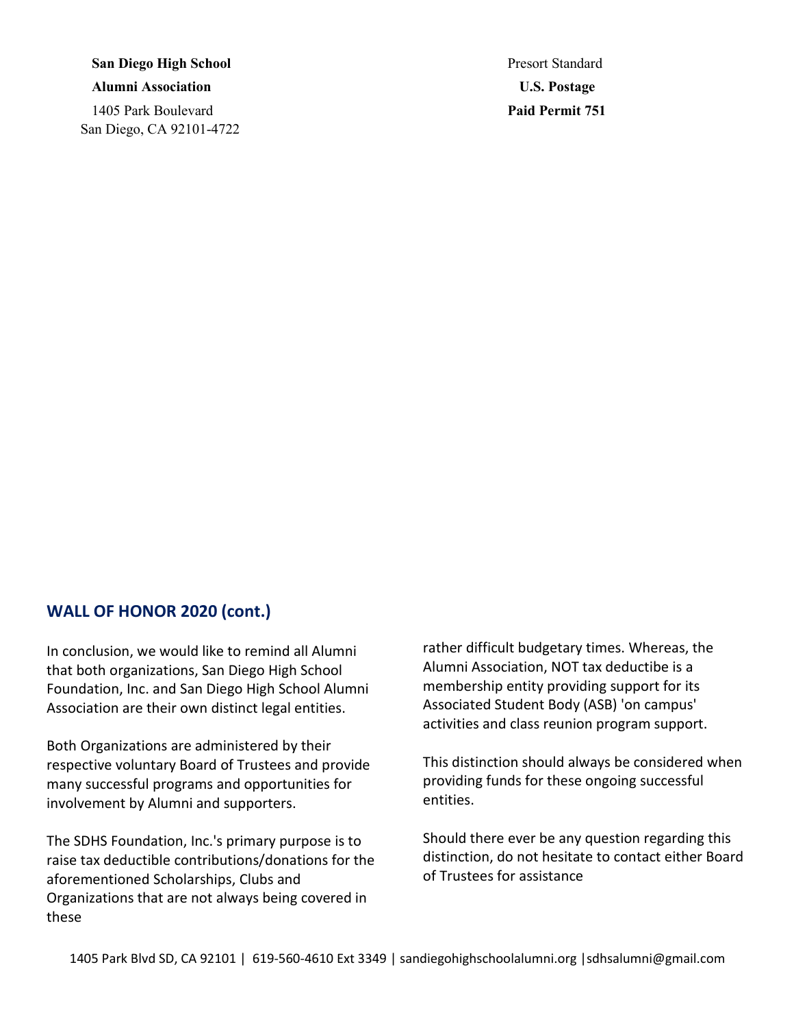**San Diego High School**

**Alumni Association**

1405 Park Boulevard
San Diego, CA 92101-4722

Presort Standard
**U.S. Postage**
**Paid Permit 751**

## WALL OF HONOR 2020 (cont.)

In conclusion, we would like to remind all Alumni that both organizations, San Diego High School Foundation, Inc. and San Diego High School Alumni Association are their own distinct legal entities.

Both Organizations are administered by their respective voluntary Board of Trustees and provide many successful programs and opportunities for involvement by Alumni and supporters.

The SDHS Foundation, Inc.'s primary purpose is to raise tax deductible contributions/donations for the aforementioned Scholarships, Clubs and Organizations that are not always being covered in these rather difficult budgetary times. Whereas, the Alumni Association, NOT tax deductibe is a membership entity providing support for its Associated Student Body (ASB) 'on campus' activities and class reunion program support.

This distinction should always be considered when providing funds for these ongoing successful entities.

Should there ever be any question regarding this distinction, do not hesitate to contact either Board of Trustees for assistance

1405 Park Blvd SD, CA 92101 | 619-560-4610 Ext 3349 | sandiegohighschoolalumni.org | sdhsalumni@gmail.com